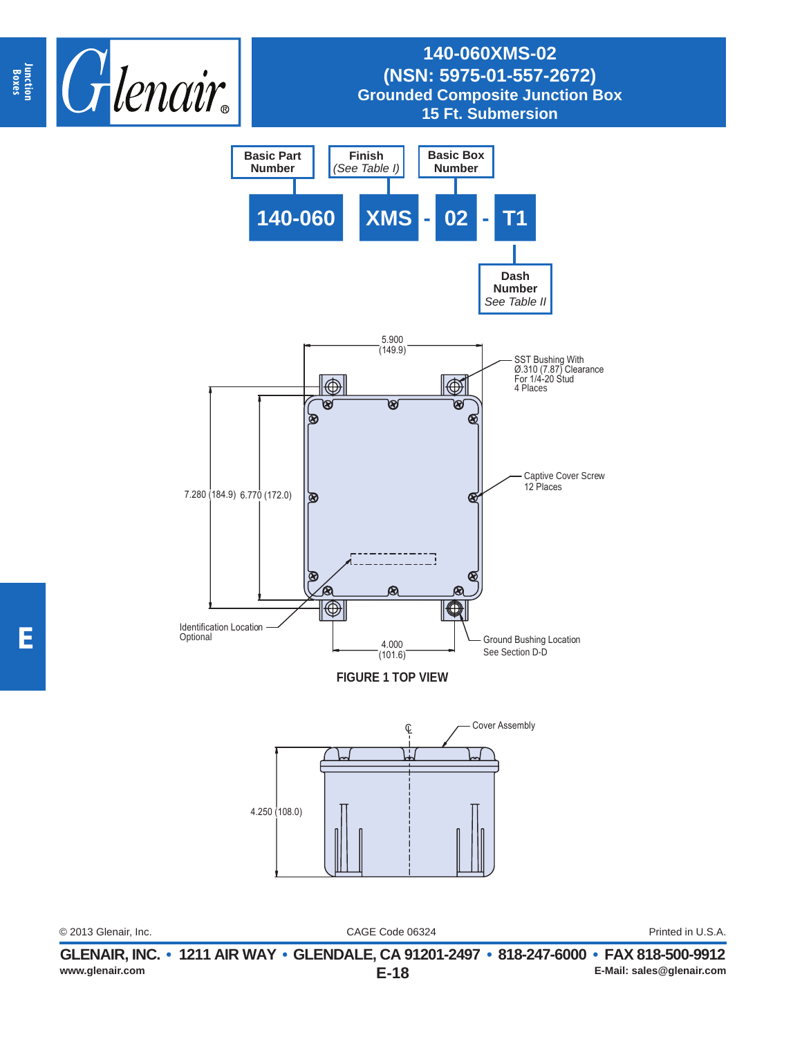# 140-060XMS-02
## (NSN: 5975-01-557-2672)
## Grounded Composite Junction Box
## 15 Ft. Submersion

Basic Part Number | Finish (*See Table I*) | Basic Box Number | Dash Number *See Table II*

**140-060 XMS - 02 - T1**

5.900 (149.9)

SST Bushing With Ø.310 (7.87) Clearance For 1/4-20 Stud 4 Places

Captive Cover Screw 12 Places

7.280 (184.9) 6.770 (172.0)

Identification Location Optional

4.000 (101.6)

Ground Bushing Location See Section D-D

**FIGURE 1 TOP VIEW**

Cover Assembly

4.250 (108.0)

© 2013 Glenair, Inc. CAGE Code 06324 Printed in U.S.A.

**GLENAIR, INC. • 1211 AIR WAY • GLENDALE, CA 91201-2497 • 818-247-6000 • FAX 818-500-9912**

www.glenair.com **E-18** E-Mail: sales@glenair.com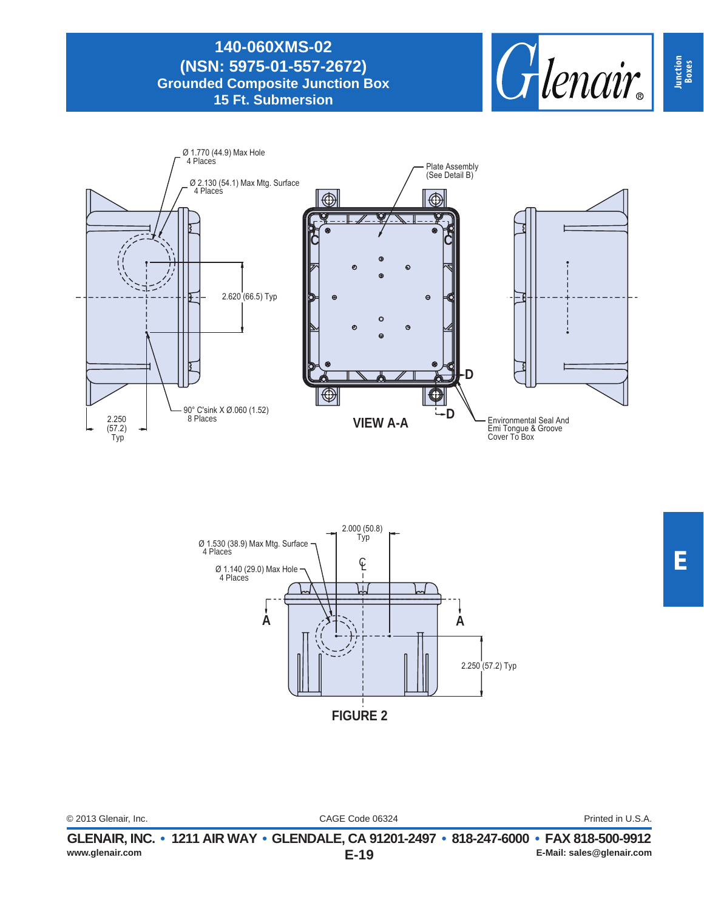# 140-060XMS-02
# (NSN: 5975-01-557-2672)
## Grounded Composite Junction Box
## 15 Ft. Submersion

Ø 1.770 (44.9) Max Hole
4 Places

Ø 2.130 (54.1) Max Mtg. Surface
4 Places

Plate Assembly
(See Detail B)

2.620 (66.5) Typ

90° C'sink X Ø.060 (1.52)
8 Places

2.250
(57.2)
Typ

VIEW A-A

Environmental Seal And
Emi Tongue & Groove
Cover To Box

2.000 (50.8)
Typ

Ø 1.530 (38.9) Max Mtg. Surface
4 Places

Ø 1.140 (29.0) Max Hole
4 Places

2.250 (57.2) Typ

FIGURE 2

© 2013 Glenair, Inc. CAGE Code 06324 Printed in U.S.A.

GLENAIR, INC. • 1211 AIR WAY • GLENDALE, CA 91201-2497 • 818-247-6000 • FAX 818-500-9912

www.glenair.com E-Mail: sales@glenair.com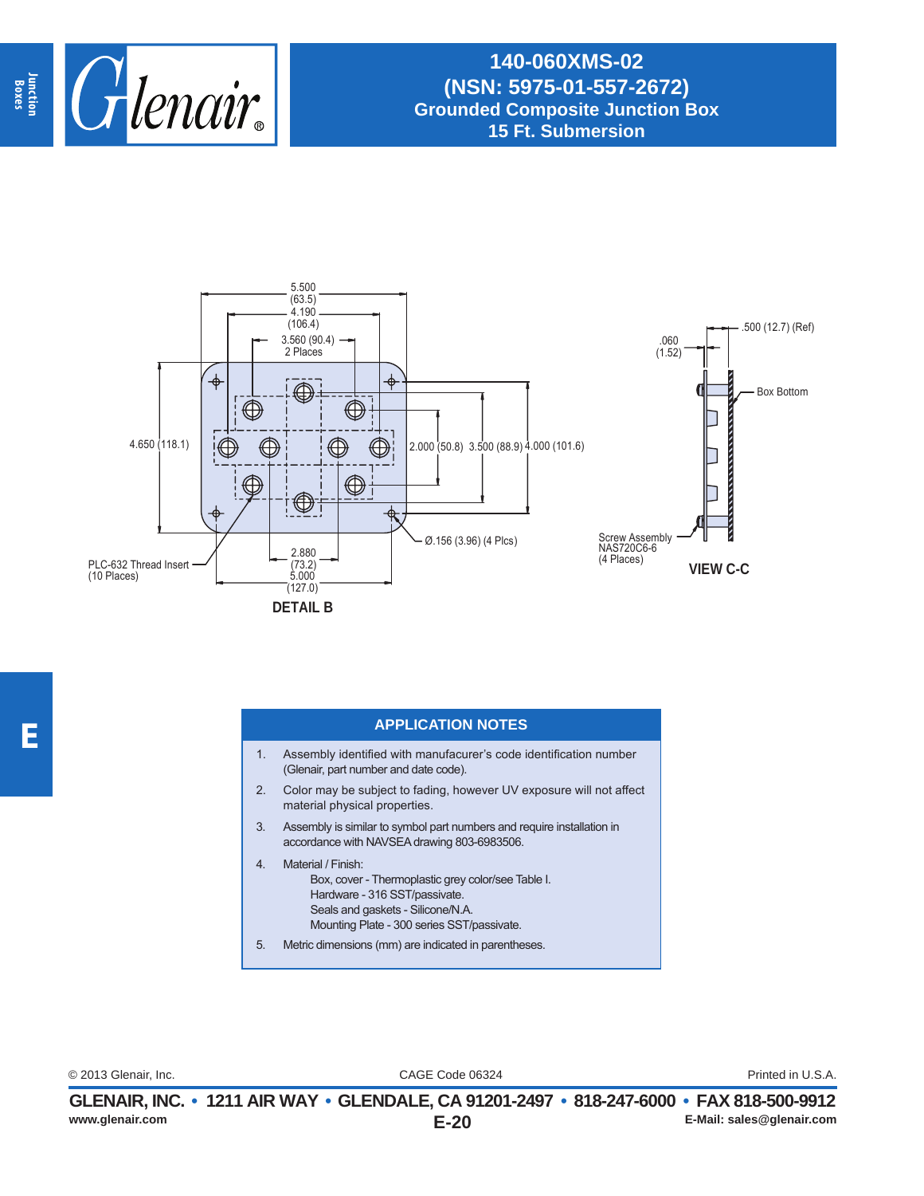# 140-060XMS-02
## (NSN: 5975-01-557-2672)
## Grounded Composite Junction Box
## 15 Ft. Submersion

5.500 (63.5)
4.190 (106.4)
3.560 (90.4) 2 Places
4.650 (118.1)
2.000 (50.8)
3.500 (88.9)
4.000 (101.6)
Ø.156 (3.96) (4 Plcs)
2.880 (73.2)
5.000 (127.0)
PLC-632 Thread Insert (10 Places)

**DETAIL B**

.060 (1.52)
.500 (12.7) (Ref)
Box Bottom
Screw Assembly NAS720C6-6 (4 Places)

**VIEW C-C**

## APPLICATION NOTES

1. Assembly identified with manufacurer's code identification number (Glenair, part number and date code).
2. Color may be subject to fading, however UV exposure will not affect material physical properties.
3. Assembly is similar to symbol part numbers and require installation in accordance with NAVSEA drawing 803-6983506.
4. Material / Finish:
   - Box, cover - Thermoplastic grey color/see Table I.
   - Hardware - 316 SST/passivate.
   - Seals and gaskets - Silicone/N.A.
   - Mounting Plate - 300 series SST/passivate.
5. Metric dimensions (mm) are indicated in parentheses.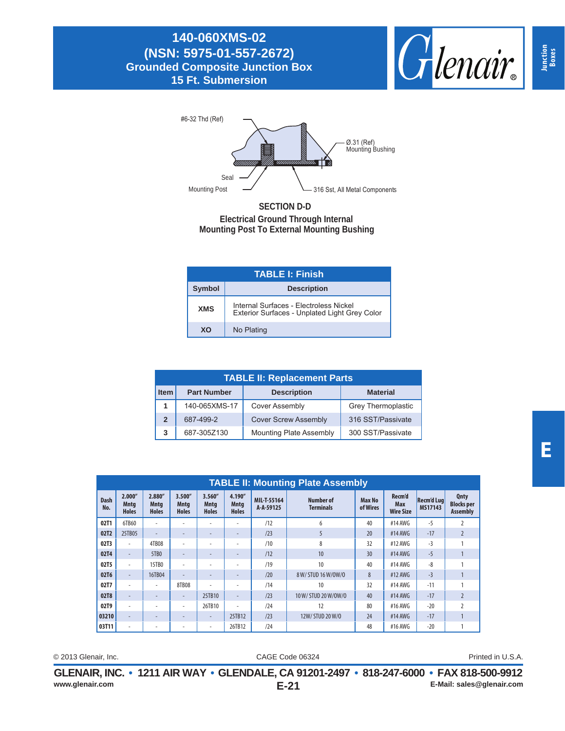# 140-060XMS-02
# (NSN: 5975-01-557-2672)
## Grounded Composite Junction Box
## 15 Ft. Submersion

#6-32 Thd (Ref)

Ø.31 (Ref)
Mounting Bushing

Seal

Mounting Post

316 Sst, All Metal Components

**SECTION D-D**

**Electrical Ground Through Internal Mounting Post To External Mounting Bushing**

**TABLE I: Finish**

| Symbol | Description |
|---|---|
| XMS | Internal Surfaces - Electroless Nickel<br>Exterior Surfaces - Unplated Light Grey Color |
| XO | No Plating |

**TABLE II: Replacement Parts**

| Item | Part Number | Description | Material |
|---|---|---|---|
| 1 | 140-065XMS-17 | Cover Assembly | Grey Thermoplastic |
| 2 | 687-499-2 | Cover Screw Assembly | 316 SST/Passivate |
| 3 | 687-305Z130 | Mounting Plate Assembly | 300 SST/Passivate |

**TABLE II: Mounting Plate Assembly**

| Dash No. | 2.000" Mntg Holes | 2.880" Mntg Holes | 3.500" Mntg Holes | 3.560" Mntg Holes | 4.190" Mntg Holes | MIL-T-55164 A-A-59125 | Number of Terminals | Max No of Wires | Recm'd Max Wire Size | Recm'd Lug MS17143 | Qnty Blocks per Assembly |
|---|---|---|---|---|---|---|---|---|---|---|---|
| 02T1 | 6TB60 | - | - | - | - | /12 | 6 | 40 | #14 AWG | -5 | 2 |
| 02T2 | 25TB05 | - | - | - | - | /23 | 5 | 20 | #14 AWG | -17 | 2 |
| 02T3 | - | 4TB08 | - | - | - | /10 | 8 | 32 | #12 AWG | -3 | 1 |
| 02T4 | - | 5TB0 | - | - | - | /12 | 10 | 30 | #14 AWG | -5 | 1 |
| 02T5 | - | 15TB0 | - | - | - | /19 | 10 | 40 | #14 AWG | -8 | 1 |
| 02T6 | - | 16TB04 | - | - | - | /20 | 8 W/ STUD 16 W/OW/O | 8 | #12 AWG | -3 | 1 |
| 02T7 | - | - | 8TB08 | - | - | /14 | 10 | 32 | #14 AWG | -11 | 1 |
| 02T8 | - | - | - | 25TB10 | - | /23 | 10 W/ STUD 20 W/OW/O | 40 | #14 AWG | -17 | 2 |
| 02T9 | - | - | - | 26TB10 | - | /24 | 12 | 80 | #16 AWG | -20 | 2 |
| 03210 | - | - | - | - | 25TB12 | /23 | 12W/ STUD 20 W/O | 24 | #14 AWG | -17 | 1 |
| 03T11 | - | - | - | - | 26TB12 | /24 | | 48 | #16 AWG | -20 | 1 |

© 2013 Glenair, Inc. CAGE Code 06324 Printed in U.S.A.

**GLENAIR, INC. • 1211 AIR WAY • GLENDALE, CA 91201-2497 • 818-247-6000 • FAX 818-500-9912**

www.glenair.com E-Mail: sales@glenair.com